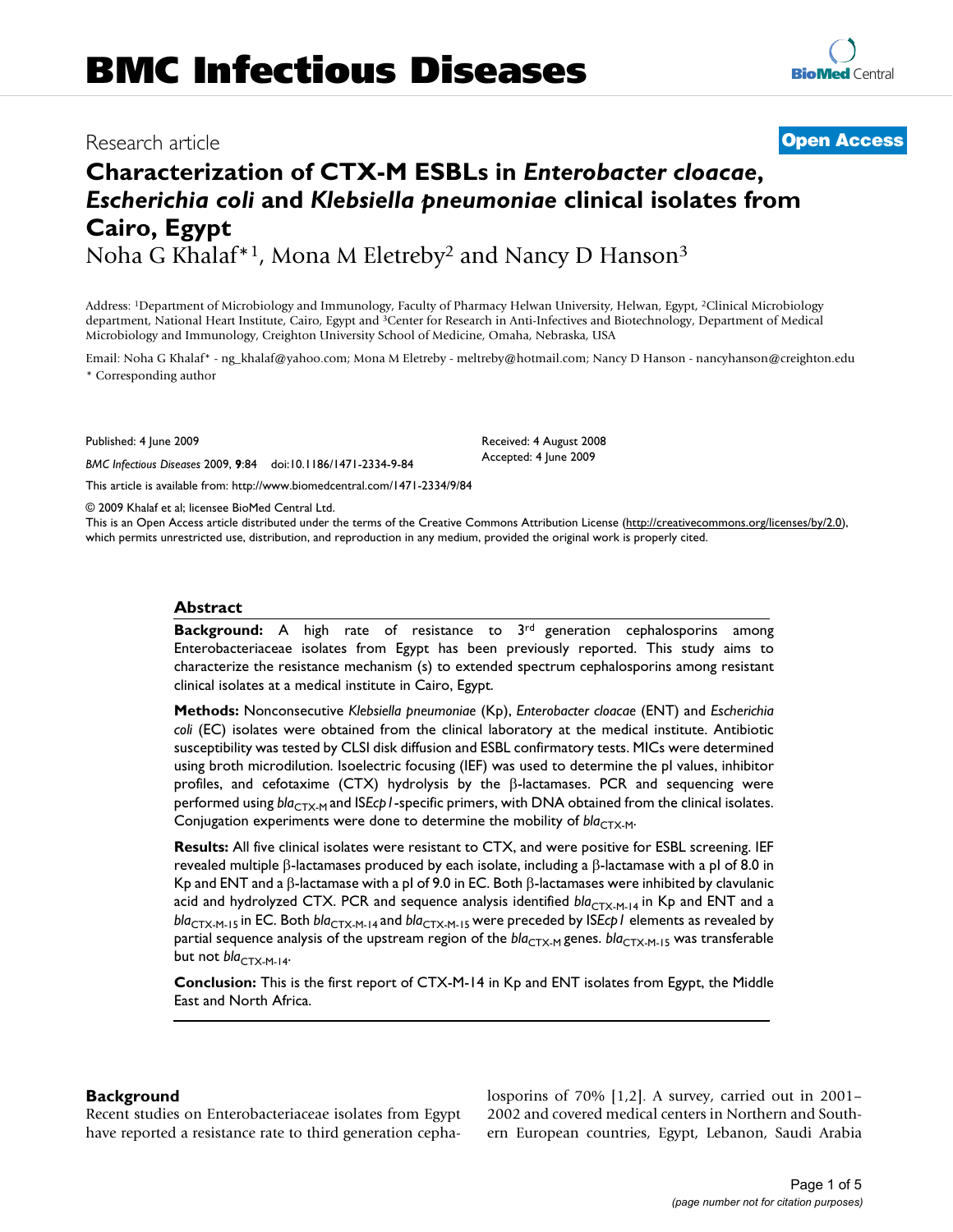BMC Infectious Diseases

Research article

Open Access

# Characterization of CTX-M ESBLs in *Enterobacter cloacae*, *Escherichia coli* and *Klebsiella pneumoniae* clinical isolates from Cairo, Egypt

Noha G Khalaf*[1], Mona M Eletreby[2] and Nancy D Hanson[3]

Address: [1]Department of Microbiology and Immunology, Faculty of Pharmacy Helwan University, Helwan, Egypt, [2]Clinical Microbiology department, National Heart Institute, Cairo, Egypt and [3]Center for Research in Anti-Infectives and Biotechnology, Department of Medical Microbiology and Immunology, Creighton University School of Medicine, Omaha, Nebraska, USA

Email: Noha G Khalaf* - ng_khalaf@yahoo.com; Mona M Eletreby - meltreby@hotmail.com; Nancy D Hanson - nancyhanson@creighton.edu

\* Corresponding author

Published: 4 June 2009

*BMC Infectious Diseases* 2009, **9**:84 doi:10.1186/1471-2334-9-84

Received: 4 August 2008
Accepted: 4 June 2009

This article is available from: http://www.biomedcentral.com/1471-2334/9/84

© 2009 Khalaf et al; licensee BioMed Central Ltd.

This is an Open Access article distributed under the terms of the Creative Commons Attribution License (http://creativecommons.org/licenses/by/2.0), which permits unrestricted use, distribution, and reproduction in any medium, provided the original work is properly cited.

## Abstract

**Background:** A high rate of resistance to 3rd generation cephalosporins among Enterobacteriaceae isolates from Egypt has been previously reported. This study aims to characterize the resistance mechanism (s) to extended spectrum cephalosporins among resistant clinical isolates at a medical institute in Cairo, Egypt.

**Methods:** Nonconsecutive *Klebsiella pneumoniae* (Kp), *Enterobacter cloacae* (ENT) and *Escherichia coli* (EC) isolates were obtained from the clinical laboratory at the medical institute. Antibiotic susceptibility was tested by CLSI disk diffusion and ESBL confirmatory tests. MICs were determined using broth microdilution. Isoelectric focusing (IEF) was used to determine the pI values, inhibitor profiles, and cefotaxime (CTX) hydrolysis by the β-lactamases. PCR and sequencing were performed using $bla_{CTX\text{-}M}$ and IS*Ecp1*-specific primers, with DNA obtained from the clinical isolates. Conjugation experiments were done to determine the mobility of $bla_{CTX\text{-}M}$.

**Results:** All five clinical isolates were resistant to CTX, and were positive for ESBL screening. IEF revealed multiple β-lactamases produced by each isolate, including a β-lactamase with a pI of 8.0 in Kp and ENT and a β-lactamase with a pI of 9.0 in EC. Both β-lactamases were inhibited by clavulanic acid and hydrolyzed CTX. PCR and sequence analysis identified $bla_{CTX\text{-}M\text{-}14}$ in Kp and ENT and a $bla_{CTX\text{-}M\text{-}15}$ in EC. Both $bla_{CTX\text{-}M\text{-}14}$ and $bla_{CTX\text{-}M\text{-}15}$ were preceded by IS*Ecp1* elements as revealed by partial sequence analysis of the upstream region of the $bla_{CTX\text{-}M}$ genes. $bla_{CTX\text{-}M\text{-}15}$ was transferable but not $bla_{CTX\text{-}M\text{-}14}$.

**Conclusion:** This is the first report of CTX-M-14 in Kp and ENT isolates from Egypt, the Middle East and North Africa.

## Background

Recent studies on Enterobacteriaceae isolates from Egypt have reported a resistance rate to third generation cephalosporins of 70% [1,2]. A survey, carried out in 2001–2002 and covered medical centers in Northern and Southern European countries, Egypt, Lebanon, Saudi Arabia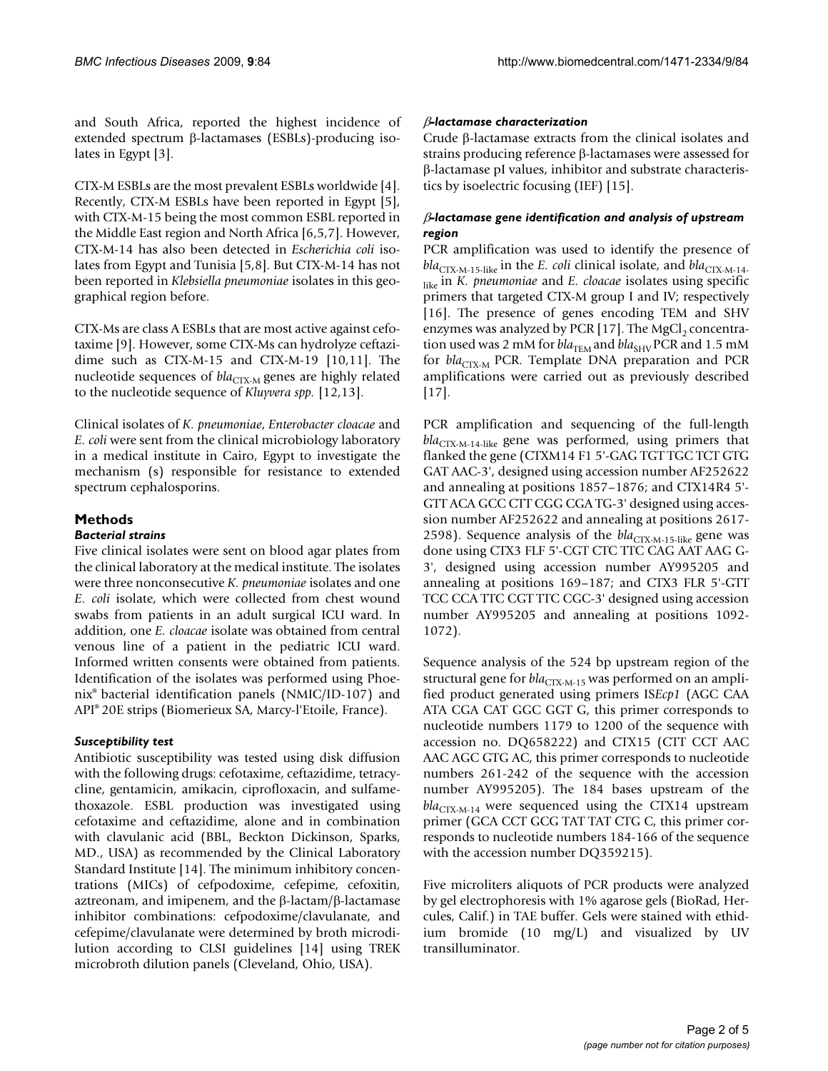and South Africa, reported the highest incidence of extended spectrum β-lactamases (ESBLs)-producing isolates in Egypt [3].

CTX-M ESBLs are the most prevalent ESBLs worldwide [4]. Recently, CTX-M ESBLs have been reported in Egypt [5], with CTX-M-15 being the most common ESBL reported in the Middle East region and North Africa [6,5,7]. However, CTX-M-14 has also been detected in *Escherichia coli* isolates from Egypt and Tunisia [5,8]. But CTX-M-14 has not been reported in *Klebsiella pneumoniae* isolates in this geographical region before.

CTX-Ms are class A ESBLs that are most active against cefotaxime [9]. However, some CTX-Ms can hydrolyze ceftazidime such as CTX-M-15 and CTX-M-19 [10,11]. The nucleotide sequences of $bla_{CTX-M}$ genes are highly related to the nucleotide sequence of *Kluyvera spp.* [12,13].

Clinical isolates of *K. pneumoniae*, *Enterobacter cloacae* and *E. coli* were sent from the clinical microbiology laboratory in a medical institute in Cairo, Egypt to investigate the mechanism (s) responsible for resistance to extended spectrum cephalosporins.

## Methods

### *Bacterial strains*

Five clinical isolates were sent on blood agar plates from the clinical laboratory at the medical institute. The isolates were three nonconsecutive *K. pneumoniae* isolates and one *E. coli* isolate, which were collected from chest wound swabs from patients in an adult surgical ICU ward. In addition, one *E. cloacae* isolate was obtained from central venous line of a patient in the pediatric ICU ward. Informed written consents were obtained from patients. Identification of the isolates was performed using Phoenix® bacterial identification panels (NMIC/ID-107) and API® 20E strips (Biomerieux SA, Marcy-l'Etoile, France).

### *Susceptibility test*

Antibiotic susceptibility was tested using disk diffusion with the following drugs: cefotaxime, ceftazidime, tetracycline, gentamicin, amikacin, ciprofloxacin, and sulfamethoxazole. ESBL production was investigated using cefotaxime and ceftazidime, alone and in combination with clavulanic acid (BBL, Beckton Dickinson, Sparks, MD., USA) as recommended by the Clinical Laboratory Standard Institute [14]. The minimum inhibitory concentrations (MICs) of cefpodoxime, cefepime, cefoxitin, aztreonam, and imipenem, and the β-lactam/β-lactamase inhibitor combinations: cefpodoxime/clavulanate, and cefepime/clavulanate were determined by broth microdilution according to CLSI guidelines [14] using TREK microbroth dilution panels (Cleveland, Ohio, USA).

### *β-lactamase characterization*

Crude β-lactamase extracts from the clinical isolates and strains producing reference β-lactamases were assessed for β-lactamase pI values, inhibitor and substrate characteristics by isoelectric focusing (IEF) [15].

### *β-lactamase gene identification and analysis of upstream region*

PCR amplification was used to identify the presence of $bla_{CTX-M-15-like}$ in the *E. coli* clinical isolate, and $bla_{CTX-M-14-like}$ in *K. pneumoniae* and *E. cloacae* isolates using specific primers that targeted CTX-M group I and IV; respectively [16]. The presence of genes encoding TEM and SHV enzymes was analyzed by PCR [17]. The $MgCl_2$ concentration used was 2 mM for $bla_{TEM}$ and $bla_{SHV}$ PCR and 1.5 mM for $bla_{CTX-M}$ PCR. Template DNA preparation and PCR amplifications were carried out as previously described [17].

PCR amplification and sequencing of the full-length $bla_{CTX-M-14-like}$ gene was performed, using primers that flanked the gene (CTXM14 F1 5'-GAG TGT TGC TCT GTG GAT AAC-3', designed using accession number AF252622 and annealing at positions 1857–1876; and CTX14R4 5'-GTT ACA GCC CTT CGG CGA TG-3' designed using accession number AF252622 and annealing at positions 2617-2598). Sequence analysis of the $bla_{CTX-M-15-like}$ gene was done using CTX3 FLF 5'-CGT CTC TTC CAG AAT AAG G-3', designed using accession number AY995205 and annealing at positions 169–187; and CTX3 FLR 5'-GTT TCC CCA TTC CGT TTC CGC-3' designed using accession number AY995205 and annealing at positions 1092-1072).

Sequence analysis of the 524 bp upstream region of the structural gene for $bla_{CTX-M-15}$ was performed on an amplified product generated using primers IS*Ecp1* (AGC CAA ATA CGA CAT GGC GGT G, this primer corresponds to nucleotide numbers 1179 to 1200 of the sequence with accession no. DQ658222) and CTX15 (CTT CCT AAC AAC AGC GTG AC, this primer corresponds to nucleotide numbers 261-242 of the sequence with the accession number AY995205). The 184 bases upstream of the $bla_{CTX-M-14}$ were sequenced using the CTX14 upstream primer (GCA CCT GCG TAT TAT CTG C, this primer corresponds to nucleotide numbers 184-166 of the sequence with the accession number DQ359215).

Five microliters aliquots of PCR products were analyzed by gel electrophoresis with 1% agarose gels (BioRad, Hercules, Calif.) in TAE buffer. Gels were stained with ethidium bromide (10 mg/L) and visualized by UV transillumінator.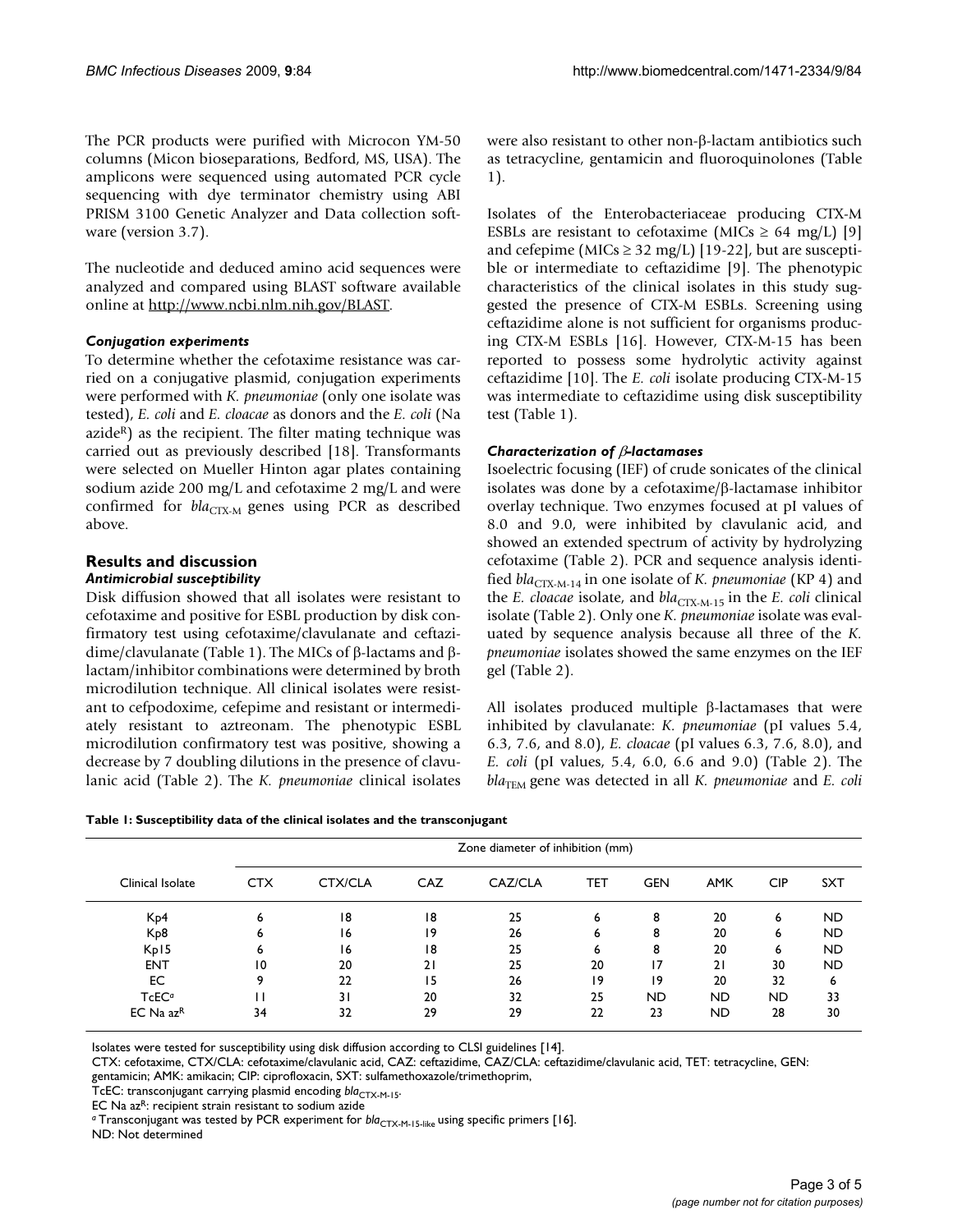The PCR products were purified with Microcon YM-50 columns (Micon bioseparations, Bedford, MS, USA). The amplicons were sequenced using automated PCR cycle sequencing with dye terminator chemistry using ABI PRISM 3100 Genetic Analyzer and Data collection software (version 3.7).

The nucleotide and deduced amino acid sequences were analyzed and compared using BLAST software available online at http://www.ncbi.nlm.nih.gov/BLAST.

### *Conjugation experiments*

To determine whether the cefotaxime resistance was carried on a conjugative plasmid, conjugation experiments were performed with *K. pneumoniae* (only one isolate was tested), *E. coli* and *E. cloacae* as donors and the *E. coli* (Na azide[R]) as the recipient. The filter mating technique was carried out as previously described [18]. Transformants were selected on Mueller Hinton agar plates containing sodium azide 200 mg/L and cefotaxime 2 mg/L and were confirmed for $bla_{CTX-M}$ genes using PCR as described above.

## Results and discussion

### *Antimicrobial susceptibility*

Disk diffusion showed that all isolates were resistant to cefotaxime and positive for ESBL production by disk confirmatory test using cefotaxime/clavulanate and ceftazidime/clavulanate (Table 1). The MICs of β-lactams and β-lactam/inhibitor combinations were determined by broth microdilution technique. All clinical isolates were resistant to cefpodoxime, cefepime and resistant or intermediately resistant to aztreonam. The phenotypic ESBL microdilution confirmatory test was positive, showing a decrease by 7 doubling dilutions in the presence of clavulanic acid (Table 2). The *K. pneumoniae* clinical isolates were also resistant to other non-β-lactam antibiotics such as tetracycline, gentamicin and fluoroquinolones (Table 1).

Isolates of the Enterobacteriaceae producing CTX-M ESBLs are resistant to cefotaxime (MICs ≥ 64 mg/L) [9] and cefepime (MICs ≥ 32 mg/L) [19-22], but are susceptible or intermediate to ceftazidime [9]. The phenotypic characteristics of the clinical isolates in this study suggested the presence of CTX-M ESBLs. Screening using ceftazidime alone is not sufficient for organisms producing CTX-M ESBLs [16]. However, CTX-M-15 has been reported to possess some hydrolytic activity against ceftazidime [10]. The *E. coli* isolate producing CTX-M-15 was intermediate to ceftazidime using disk susceptibility test (Table 1).

### *Characterization of β-lactamases*

Isoelectric focusing (IEF) of crude sonicates of the clinical isolates was done by a cefotaxime/β-lactamase inhibitor overlay technique. Two enzymes focused at pI values of 8.0 and 9.0, were inhibited by clavulanic acid, and showed an extended spectrum of activity by hydrolyzing cefotaxime (Table 2). PCR and sequence analysis identified $bla_{CTX-M-14}$ in one isolate of *K. pneumoniae* (KP 4) and the *E. cloacae* isolate, and $bla_{CTX-M-15}$ in the *E. coli* clinical isolate (Table 2). Only one *K. pneumoniae* isolate was evaluated by sequence analysis because all three of the *K. pneumoniae* isolates showed the same enzymes on the IEF gel (Table 2).

All isolates produced multiple β-lactamases that were inhibited by clavulanate: *K. pneumoniae* (pI values 5.4, 6.3, 7.6, and 8.0), *E. cloacae* (pI values 6.3, 7.6, 8.0), and *E. coli* (pI values, 5.4, 6.0, 6.6 and 9.0) (Table 2). The $bla_{TEM}$ gene was detected in all *K. pneumoniae* and *E. coli*

**Table 1: Susceptibility data of the clinical isolates and the transconjugant**

| Clinical Isolate | Zone diameter of inhibition (mm) | | | | | | | | |
|---|---|---|---|---|---|---|---|---|---|
| | CTX | CTX/CLA | CAZ | CAZ/CLA | TET | GEN | AMK | CIP | SXT |
| Kp4 | 6 | 18 | 18 | 25 | 6 | 8 | 20 | 6 | ND |
| Kp8 | 6 | 16 | 19 | 26 | 6 | 8 | 20 | 6 | ND |
| Kp15 | 6 | 16 | 18 | 25 | 6 | 8 | 20 | 6 | ND |
| ENT | 10 | 20 | 21 | 25 | 20 | 17 | 21 | 30 | ND |
| EC | 9 | 22 | 15 | 26 | 19 | 19 | 20 | 32 | 6 |
| TcEC[a] | 11 | 31 | 20 | 32 | 25 | ND | ND | ND | 33 |
| EC Na az[R] | 34 | 32 | 29 | 29 | 22 | 23 | ND | 28 | 30 |

Isolates were tested for susceptibility using disk diffusion according to CLSI guidelines [14].

CTX: cefotaxime, CTX/CLA: cefotaxime/clavulanic acid, CAZ: ceftazidime, CAZ/CLA: ceftazidime/clavulanic acid, TET: tetracycline, GEN: gentamicin; AMK: amikacin; CIP: ciprofloxacin, SXT: sulfamethoxazole/trimethoprim,

TcEC: transconjugant carrying plasmid encoding $bla_{CTX-M-15}$.

EC Na az[R]: recipient strain resistant to sodium azide

[a] Transconjugant was tested by PCR experiment for $bla_{CTX-M-15-like}$ using specific primers [16].

ND: Not determined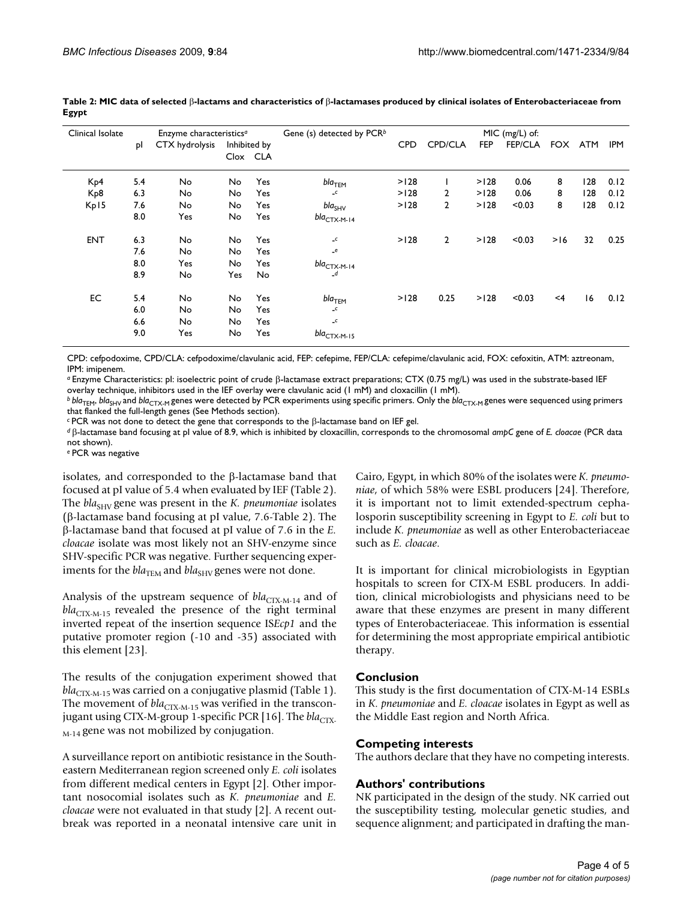**Table 2: MIC data of selected β-lactams and characteristics of β-lactamases produced by clinical isolates of Enterobacteriaceae from Egypt**

| Clinical Isolate | Enzyme characteristics[a] | | | | Gene (s) detected by PCR[b] | MIC (mg/L) of: | | | | | | |
|---|---|---|---|---|---|---|---|---|---|---|---|---|
| | pI | CTX hydrolysis | Inhibited by Clox | Inhibited by CLA | | CPD | CPD/CLA | FEP | FEP/CLA | FOX | ATM | IPM |
| Kp4 | 5.4 | No | No | Yes | $bla_{TEM}$ | >128 | 1 | >128 | 0.06 | 8 | 128 | 0.12 |
| Kp8 | 6.3 | No | No | Yes | -[c] | >128 | 2 | >128 | 0.06 | 8 | 128 | 0.12 |
| Kp15 | 7.6 | No | No | Yes | $bla_{SHV}$ | >128 | 2 | >128 | <0.03 | 8 | 128 | 0.12 |
| | 8.0 | Yes | No | Yes | $bla_{CTX\text{-}M\text{-}14}$ | | | | | | | |
| ENT | 6.3 | No | No | Yes | -[c] | >128 | 2 | >128 | <0.03 | >16 | 32 | 0.25 |
| | 7.6 | No | No | Yes | -[e] | | | | | | | |
| | 8.0 | Yes | No | Yes | $bla_{CTX\text{-}M\text{-}14}$ | | | | | | | |
| | 8.9 | No | Yes | No | -[d] | | | | | | | |
| EC | 5.4 | No | No | Yes | $bla_{TEM}$ | >128 | 0.25 | >128 | <0.03 | <4 | 16 | 0.12 |
| | 6.0 | No | No | Yes | -[c] | | | | | | | |
| | 6.6 | No | No | Yes | -[c] | | | | | | | |
| | 9.0 | Yes | No | Yes | $bla_{CTX\text{-}M\text{-}15}$ | | | | | | | |

CPD: cefpodoxime, CPD/CLA: cefpodoxime/clavulanic acid, FEP: cefepime, FEP/CLA: cefepime/clavulanic acid, FOX: cefoxitin, ATM: aztreonam, IPM: imipenem.

[a] Enzyme Characteristics: pI: isoelectric point of crude β-lactamase extract preparations; CTX (0.75 mg/L) was used in the substrate-based IEF overlay technique, inhibitors used in the IEF overlay were clavulanic acid (1 mM) and cloxacillin (1 mM).

[b] $bla_{TEM}$, $bla_{SHV}$ and $bla_{CTX\text{-}M}$ genes were detected by PCR experiments using specific primers. Only the $bla_{CTX\text{-}M}$ genes were sequenced using primers that flanked the full-length genes (See Methods section).

[c] PCR was not done to detect the gene that corresponds to the β-lactamase band on IEF gel.

[d] β-lactamase band focusing at pI value of 8.9, which is inhibited by cloxacillin, corresponds to the chromosomal *ampC* gene of *E. cloacae* (PCR data not shown).

[e] PCR was negative

isolates, and corresponded to the β-lactamase band that focused at pI value of 5.4 when evaluated by IEF (Table 2). The $bla_{SHV}$ gene was present in the *K. pneumoniae* isolates (β-lactamase band focusing at pI value, 7.6-Table 2). The β-lactamase band that focused at pI value of 7.6 in the *E. cloacae* isolate was most likely not an SHV-enzyme since SHV-specific PCR was negative. Further sequencing experiments for the $bla_{TEM}$ and $bla_{SHV}$ genes were not done.

Analysis of the upstream sequence of $bla_{CTX\text{-}M\text{-}14}$ and of $bla_{CTX\text{-}M\text{-}15}$ revealed the presence of the right terminal inverted repeat of the insertion sequence IS*Ecp1* and the putative promoter region (-10 and -35) associated with this element [23].

The results of the conjugation experiment showed that $bla_{CTX\text{-}M\text{-}15}$ was carried on a conjugative plasmid (Table 1). The movement of $bla_{CTX\text{-}M\text{-}15}$ was verified in the transconjugant using CTX-M-group 1-specific PCR [16]. The $bla_{CTX\text{-}M\text{-}14}$ gene was not mobilized by conjugation.

A surveillance report on antibiotic resistance in the Southeastern Mediterranean region screened only *E. coli* isolates from different medical centers in Egypt [2]. Other important nosocomial isolates such as *K. pneumoniae* and *E. cloacae* were not evaluated in that study [2]. A recent outbreak was reported in a neonatal intensive care unit in Cairo, Egypt, in which 80% of the isolates were *K. pneumoniae*, of which 58% were ESBL producers [24]. Therefore, it is important not to limit extended-spectrum cephalosporin susceptibility screening in Egypt to *E. coli* but to include *K. pneumoniae* as well as other Enterobacteriaceae such as *E. cloacae*.

It is important for clinical microbiologists in Egyptian hospitals to screen for CTX-M ESBL producers. In addition, clinical microbiologists and physicians need to be aware that these enzymes are present in many different types of Enterobacteriaceae. This information is essential for determining the most appropriate empirical antibiotic therapy.

## Conclusion

This study is the first documentation of CTX-M-14 ESBLs in *K. pneumoniae* and *E. cloacae* isolates in Egypt as well as the Middle East region and North Africa.

## Competing interests

The authors declare that they have no competing interests.

## Authors' contributions

NK participated in the design of the study. NK carried out the susceptibility testing, molecular genetic studies, and sequence alignment; and participated in drafting the man-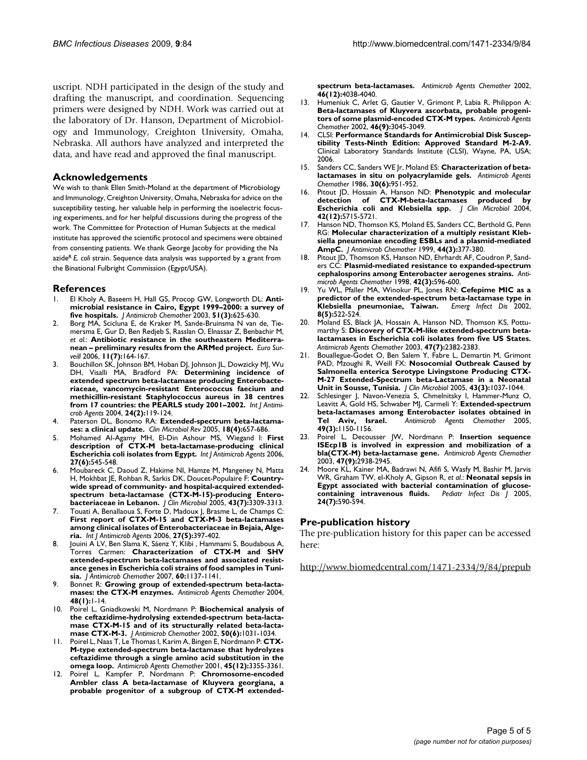uscript. NDH participated in the design of the study and drafting the manuscript, and coordination. Sequencing primers were designed by NDH. Work was carried out at the laboratory of Dr. Hanson, Department of Microbiology and Immunology, Creighton University, Omaha, Nebraska. All authors have analyzed and interpreted the data, and have read and approved the final manuscript.

## Acknowledgements

We wish to thank Ellen Smith-Moland at the department of Microbiology and Immunology, Creighton University, Omaha, Nebraska for advice on the susceptibility testing, her valuable help in performing the isoelectric focusing experiments, and for her helpful discussions during the progress of the work. The Committee for Protection of Human Subjects at the medical institute has approved the scientific protocol and specimens were obtained from consenting patients. We thank George Jacoby for providing the Na azide[R] *E. coli* strain. Sequence data analysis was supported by a grant from the Binational Fulbright Commission (Egypt/USA).

## References

1. El Kholy A, Baseem H, Hall GS, Procop GW, Longworth DL: **Antimicrobial resistance in Cairo, Egypt 1999–2000: a survey of five hospitals.** *J Antimicrob Chemother* 2003, **51(3):**625-630.
2. Borg MA, Scicluna E, de Kraker M, Sande-Bruinsma N van de, Tiemersma E, Gur D, Ben Redjeb S, Rasslan O, Elnassar Z, Benbachir M, *et al.*: **Antibiotic resistance in the southeastern Mediterranean – preliminary results from the ARMed project.** *Euro Surveill* 2006, **11(7):**164-167.
3. Bouchillon SK, Johnson BM, Hoban DJ, Johnson JL, Dowzicky MJ, Wu DH, Visalli MA, Bradford PA: **Determining incidence of extended spectrum beta-lactamase producing Enterobacteriaceae, vancomycin-resistant Enterococcus faecium and methicillin-resistant Staphylococcus aureus in 38 centres from 17 countries: the PEARLS study 2001–2002.** *Int J Antimicrob Agents* 2004, **24(2):**119-124.
4. Paterson DL, Bonomo RA: **Extended-spectrum beta-lactamases: a clinical update.** *Clin Microbiol Rev* 2005, **18(4):**657-686.
5. Mohamed Al-Agamy MH, El-Din Ashour MS, Wiegand I: **First description of CTX-M beta-lactamase-producing clinical Escherichia coli isolates from Egypt.** *Int J Antimicrob Agents* 2006, **27(6):**545-548.
6. Moubareck C, Daoud Z, Hakime NI, Hamze M, Mangeney N, Matta H, Mokhbat JE, Rohban R, Sarkis DK, Doucet-Populaire F: **Country-wide spread of community- and hospital-acquired extended-spectrum beta-lactamase (CTX-M-15)-producing Enterobacteriaceae in Lebanon.** *J Clin Microbiol* 2005, **43(7):**3309-3313.
7. Touati A, Benallaoua S, Forte D, Madoux J, Brasme L, de Champs C: **First report of CTX-M-15 and CTX-M-3 beta-lactamases among clinical isolates of Enterobacteriaceae in Bejaia, Algeria.** *Int J Antimicrob Agents* 2006, **27(5):**397-402.
8. Jouini A LV, Ben Slama K, Sáenz Y, Klibi , Hammami S, Boudabous A, Torres Carmen: **Characterization of CTX-M and SHV extended-spectrum beta-lactamases and associated resistance genes in Escherichia coli strains of food samples in Tunisia.** *J Antimicrob Chemother* 2007, **60:**1137-1141.
9. Bonnet R: **Growing group of extended-spectrum beta-lactamases: the CTX-M enzymes.** *Antimicrob Agents Chemother* 2004, **48(1):**1-14.
10. Poirel L, Gniadkowski M, Nordmann P: **Biochemical analysis of the ceftazidime-hydrolysing extended-spectrum beta-lactamase CTX-M-15 and of its structurally related beta-lactamase CTX-M-3.** *J Antimicrob Chemother* 2002, **50(6):**1031-1034.
11. Poirel L, Naas T, Le Thomas I, Karim A, Bingen E, Nordmann P: **CTX-M-type extended-spectrum beta-lactamase that hydrolyzes ceftazidime through a single amino acid substitution in the omega loop.** *Antimicrob Agents Chemother* 2001, **45(12):**3355-3361.
12. Poirel L, Kampfer P, Nordmann P: **Chromosome-encoded Ambler class A beta-lactamase of Kluyvera georgiana, a probable progenitor of a subgroup of CTX-M extended-spectrum beta-lactamases.** *Antimicrob Agents Chemother* 2002, **46(12):**4038-4040.
13. Humeniuk C, Arlet G, Gautier V, Grimont P, Labia R, Philippon A: **Beta-lactamases of Kluyvera ascorbata, probable progenitors of some plasmid-encoded CTX-M types.** *Antimicrob Agents Chemother* 2002, **46(9):**3045-3049.
14. CLSI: **Performance Standards for Antimicrobial Disk Susceptibility Tests-Ninth Edition: Approved Standard M-2-A9.** Clinical Laboratory Standards Institute (CLSI), Wayne, PA, USA; 2006.
15. Sanders CC, Sanders WE Jr, Moland ES: **Characterization of beta-lactamases in situ on polyacrylamide gels.** *Antimicrob Agents Chemother* 1986, **30(6):**951-952.
16. Pitout JD, Hossain A, Hanson ND: **Phenotypic and molecular detection of CTX-M-beta-lactamases produced by Escherichia coli and Klebsiella spp.** *J Clin Microbiol* 2004, **42(12):**5715-5721.
17. Hanson ND, Thomson KS, Moland ES, Sanders CC, Berthold G, Penn RG: **Molecular characterization of a multiply resistant Klebsiella pneumoniae encoding ESBLs and a plasmid-mediated AmpC.** *J Antimicrob Chemother* 1999, **44(3):**377-380.
18. Pitout JD, Thomson KS, Hanson ND, Ehrhardt AF, Coudron P, Sanders CC: **Plasmid-mediated resistance to expanded-spectrum cephalosporins among Enterobacter aerogenes strains.** *Antimicrob Agents Chemother* 1998, **42(3):**596-600.
19. Yu WL, Pfaller MA, Winokur PL, Jones RN: **Cefepime MIC as a predictor of the extended-spectrum beta-lactamase type in Klebsiella pneumoniae, Taiwan.** *Emerg Infect Dis* 2002, **8(5):**522-524.
20. Moland ES, Black JA, Hossain A, Hanson ND, Thomson KS, Pottumarthy S: **Discovery of CTX-M-like extended-spectrum beta-lactamases in Escherichia coli isolates from five US States.** *Antimicrob Agents Chemother* 2003, **47(7):**2382-2383.
21. Bouallegue-Godet O, Ben Salem Y, Fabre L, Demartin M, Grimont PAD, Mzoughi R, Weill FX: **Nosocomial Outbreak Caused by Salmonella enterica Serotype Livingstone Producing CTX-M-27 Extended-Spectrum beta-Lactamase in a Neonatal Unit in Sousse, Tunisia.** *J Clin Microbiol* 2005, **43(3):**1037-1044.
22. Schlesinger J, Navon-Venezia S, Chmelnitsky I, Hammer-Munz O, Leavitt A, Gold HS, Schwaber MJ, Carmeli Y: **Extended-spectrum beta-lactamases among Enterobacter isolates obtained in Tel Aviv, Israel.** *Antimicrob Agents Chemother* 2005, **49(3):**1150-1156.
23. Poirel L, Decousser JW, Nordmann P: **Insertion sequence ISEcp1B is involved in expression and mobilization of a bla(CTX-M) beta-lactamase gene.** *Antimicrob Agents Chemother* 2003, **47(9):**2938-2945.
24. Moore KL, Kainer MA, Badrawi N, Afifi S, Wasfy M, Bashir M, Jarvis WR, Graham TW, el-Kholy A, Gipson R, *et al.*: **Neonatal sepsis in Egypt associated with bacterial contamination of glucose-containing intravenous fluids.** *Pediatr Infect Dis J* 2005, **24(7):**590-594.

## Pre-publication history

The pre-publication history for this paper can be accessed here:

http://www.biomedcentral.com/1471-2334/9/84/prepub